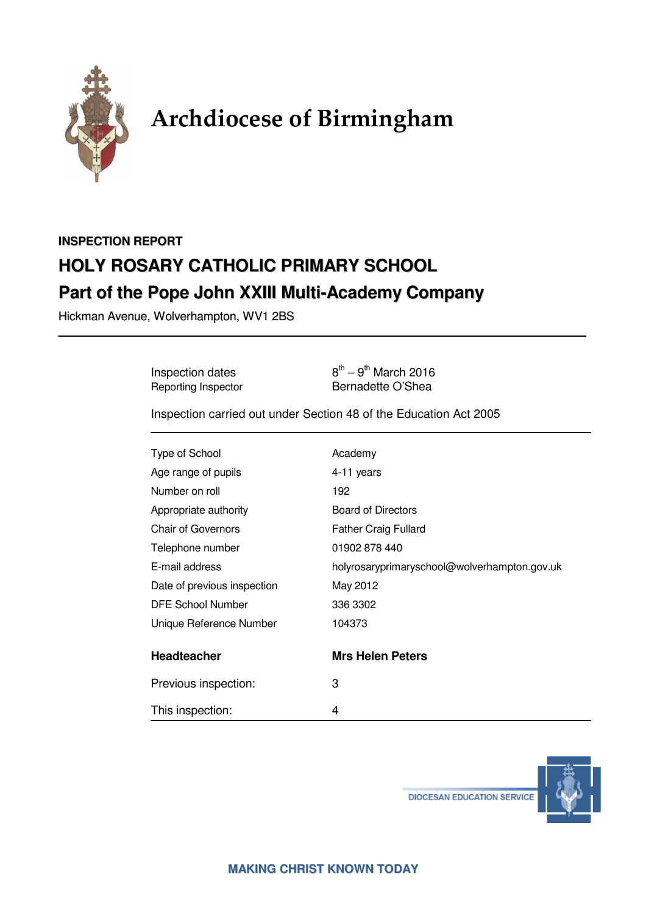# Archdiocese of Birmingham

**INSPECTION REPORT**

## HOLY ROSARY CATHOLIC PRIMARY SCHOOL

## Part of the Pope John XXIII Multi-Academy Company

Hickman Avenue, Wolverhampton, WV1 2BS

---

| | |
|---|---|
| Inspection dates | 8th – 9th March 2016 |
| Reporting Inspector | Bernadette O'Shea |

Inspection carried out under Section 48 of the Education Act 2005

| | |
|---|---|
| Type of School | Academy |
| Age range of pupils | 4-11 years |
| Number on roll | 192 |
| Appropriate authority | Board of Directors |
| Chair of Governors | Father Craig Fullard |
| Telephone number | 01902 878 440 |
| E-mail address | holyrosaryprimaryschool@wolverhampton.gov.uk |
| Date of previous inspection | May 2012 |
| DFE School Number | 336 3302 |
| Unique Reference Number | 104373 |
| **Headteacher** | **Mrs Helen Peters** |
| Previous inspection: | 3 |
| This inspection: | 4 |

DIOCESAN EDUCATION SERVICE

MAKING CHRIST KNOWN TODAY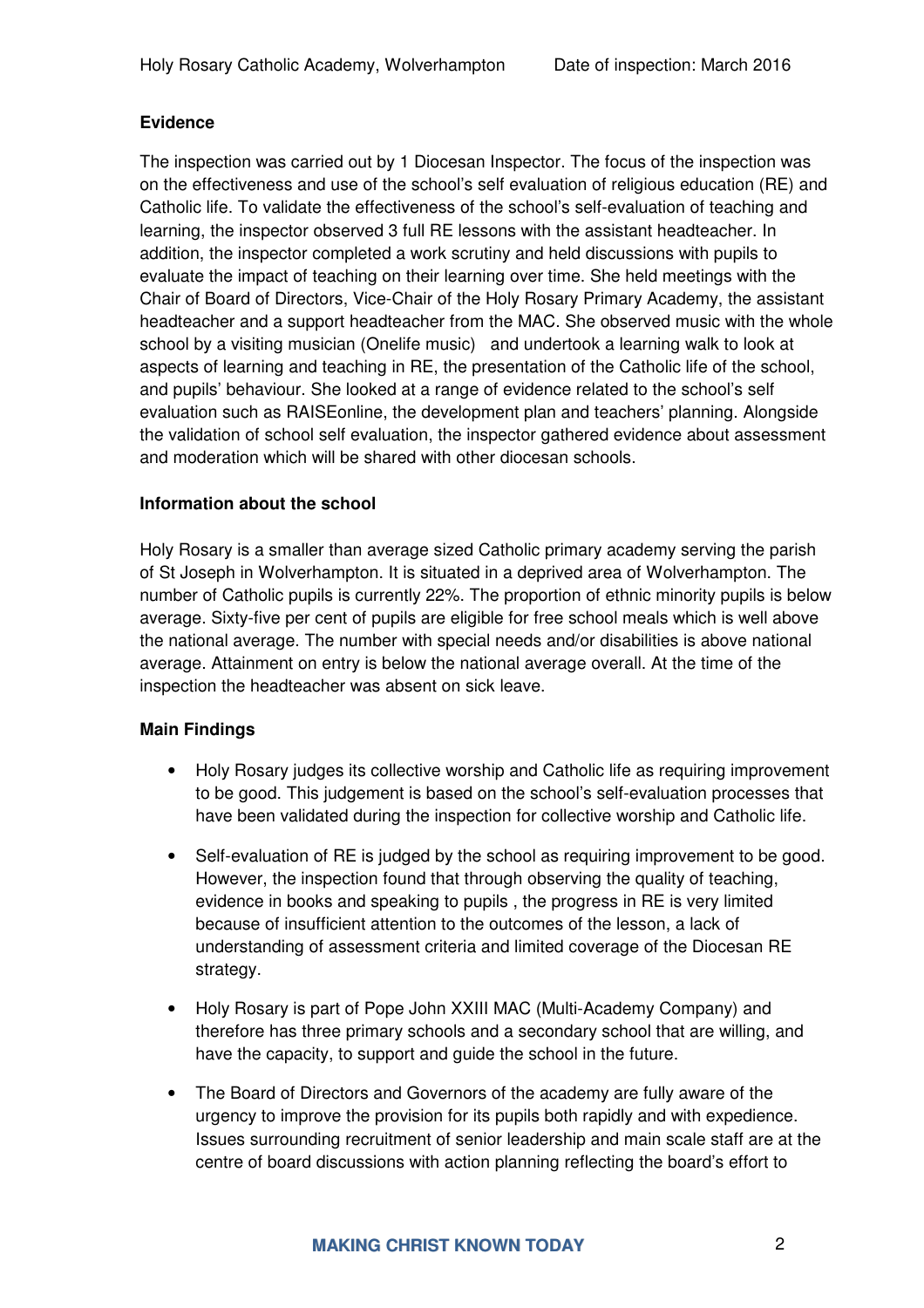**Evidence**

The inspection was carried out by 1 Diocesan Inspector. The focus of the inspection was on the effectiveness and use of the school's self evaluation of religious education (RE) and Catholic life. To validate the effectiveness of the school's self-evaluation of teaching and learning, the inspector observed 3 full RE lessons with the assistant headteacher. In addition, the inspector completed a work scrutiny and held discussions with pupils to evaluate the impact of teaching on their learning over time. She held meetings with the Chair of Board of Directors, Vice-Chair of the Holy Rosary Primary Academy, the assistant headteacher and a support headteacher from the MAC. She observed music with the whole school by a visiting musician (Onelife music) and undertook a learning walk to look at aspects of learning and teaching in RE, the presentation of the Catholic life of the school, and pupils' behaviour. She looked at a range of evidence related to the school's self evaluation such as RAISEonline, the development plan and teachers' planning. Alongside the validation of school self evaluation, the inspector gathered evidence about assessment and moderation which will be shared with other diocesan schools.

**Information about the school**

Holy Rosary is a smaller than average sized Catholic primary academy serving the parish of St Joseph in Wolverhampton. It is situated in a deprived area of Wolverhampton. The number of Catholic pupils is currently 22%. The proportion of ethnic minority pupils is below average. Sixty-five per cent of pupils are eligible for free school meals which is well above the national average. The number with special needs and/or disabilities is above national average. Attainment on entry is below the national average overall. At the time of the inspection the headteacher was absent on sick leave.

**Main Findings**

- Holy Rosary judges its collective worship and Catholic life as requiring improvement to be good. This judgement is based on the school's self-evaluation processes that have been validated during the inspection for collective worship and Catholic life.
- Self-evaluation of RE is judged by the school as requiring improvement to be good. However, the inspection found that through observing the quality of teaching, evidence in books and speaking to pupils , the progress in RE is very limited because of insufficient attention to the outcomes of the lesson, a lack of understanding of assessment criteria and limited coverage of the Diocesan RE strategy.
- Holy Rosary is part of Pope John XXIII MAC (Multi-Academy Company) and therefore has three primary schools and a secondary school that are willing, and have the capacity, to support and guide the school in the future.
- The Board of Directors and Governors of the academy are fully aware of the urgency to improve the provision for its pupils both rapidly and with expedience. Issues surrounding recruitment of senior leadership and main scale staff are at the centre of board discussions with action planning reflecting the board's effort to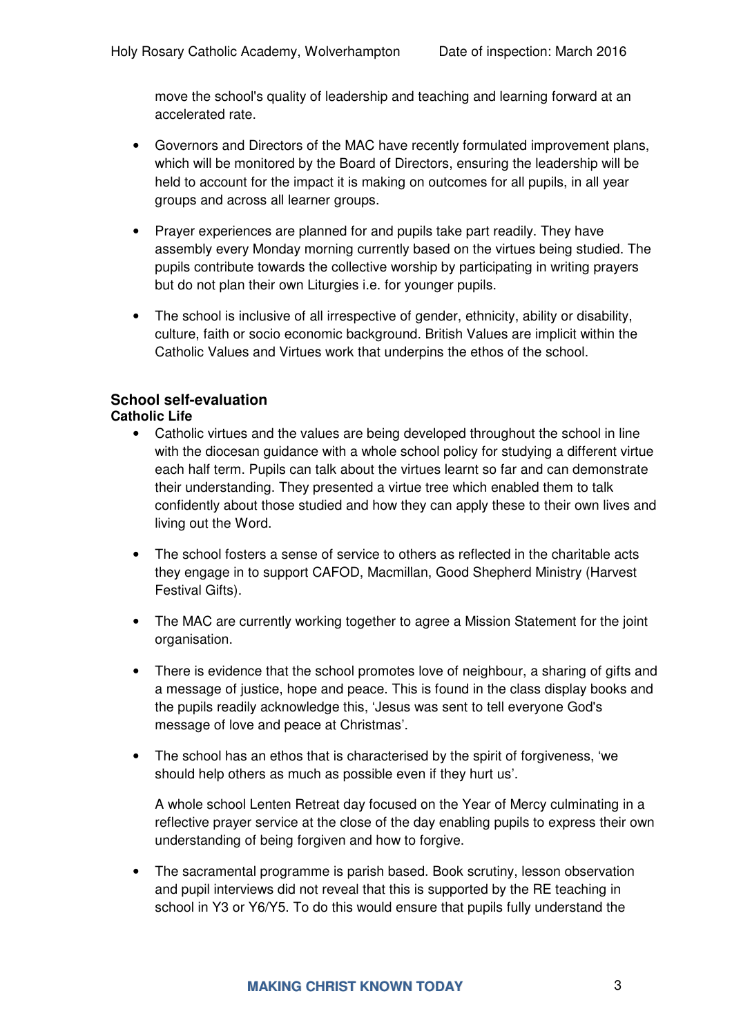move the school's quality of leadership and teaching and learning forward at an accelerated rate.

- Governors and Directors of the MAC have recently formulated improvement plans, which will be monitored by the Board of Directors, ensuring the leadership will be held to account for the impact it is making on outcomes for all pupils, in all year groups and across all learner groups.

- Prayer experiences are planned for and pupils take part readily. They have assembly every Monday morning currently based on the virtues being studied. The pupils contribute towards the collective worship by participating in writing prayers but do not plan their own Liturgies i.e. for younger pupils.

- The school is inclusive of all irrespective of gender, ethnicity, ability or disability, culture, faith or socio economic background. British Values are implicit within the Catholic Values and Virtues work that underpins the ethos of the school.

## School self-evaluation

### Catholic Life

- Catholic virtues and the values are being developed throughout the school in line with the diocesan guidance with a whole school policy for studying a different virtue each half term. Pupils can talk about the virtues learnt so far and can demonstrate their understanding. They presented a virtue tree which enabled them to talk confidently about those studied and how they can apply these to their own lives and living out the Word.

- The school fosters a sense of service to others as reflected in the charitable acts they engage in to support CAFOD, Macmillan, Good Shepherd Ministry (Harvest Festival Gifts).

- The MAC are currently working together to agree a Mission Statement for the joint organisation.

- There is evidence that the school promotes love of neighbour, a sharing of gifts and a message of justice, hope and peace. This is found in the class display books and the pupils readily acknowledge this, 'Jesus was sent to tell everyone God's message of love and peace at Christmas'.

- The school has an ethos that is characterised by the spirit of forgiveness, 'we should help others as much as possible even if they hurt us'.

  A whole school Lenten Retreat day focused on the Year of Mercy culminating in a reflective prayer service at the close of the day enabling pupils to express their own understanding of being forgiven and how to forgive.

- The sacramental programme is parish based. Book scrutiny, lesson observation and pupil interviews did not reveal that this is supported by the RE teaching in school in Y3 or Y6/Y5. To do this would ensure that pupils fully understand the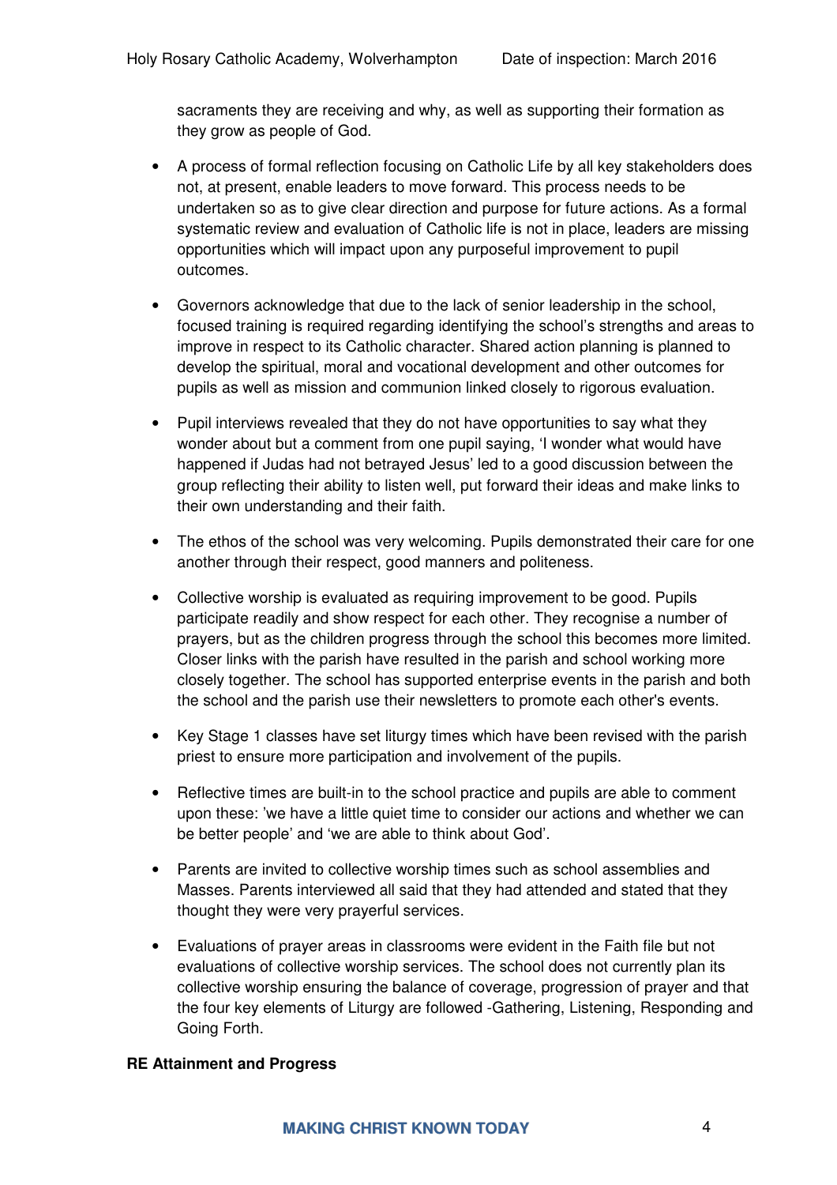sacraments they are receiving and why, as well as supporting their formation as they grow as people of God.

- A process of formal reflection focusing on Catholic Life by all key stakeholders does not, at present, enable leaders to move forward. This process needs to be undertaken so as to give clear direction and purpose for future actions. As a formal systematic review and evaluation of Catholic life is not in place, leaders are missing opportunities which will impact upon any purposeful improvement to pupil outcomes.

- Governors acknowledge that due to the lack of senior leadership in the school, focused training is required regarding identifying the school's strengths and areas to improve in respect to its Catholic character. Shared action planning is planned to develop the spiritual, moral and vocational development and other outcomes for pupils as well as mission and communion linked closely to rigorous evaluation.

- Pupil interviews revealed that they do not have opportunities to say what they wonder about but a comment from one pupil saying, 'I wonder what would have happened if Judas had not betrayed Jesus' led to a good discussion between the group reflecting their ability to listen well, put forward their ideas and make links to their own understanding and their faith.

- The ethos of the school was very welcoming. Pupils demonstrated their care for one another through their respect, good manners and politeness.

- Collective worship is evaluated as requiring improvement to be good. Pupils participate readily and show respect for each other. They recognise a number of prayers, but as the children progress through the school this becomes more limited. Closer links with the parish have resulted in the parish and school working more closely together. The school has supported enterprise events in the parish and both the school and the parish use their newsletters to promote each other's events.

- Key Stage 1 classes have set liturgy times which have been revised with the parish priest to ensure more participation and involvement of the pupils.

- Reflective times are built-in to the school practice and pupils are able to comment upon these: 'we have a little quiet time to consider our actions and whether we can be better people' and 'we are able to think about God'.

- Parents are invited to collective worship times such as school assemblies and Masses. Parents interviewed all said that they had attended and stated that they thought they were very prayerful services.

- Evaluations of prayer areas in classrooms were evident in the Faith file but not evaluations of collective worship services. The school does not currently plan its collective worship ensuring the balance of coverage, progression of prayer and that the four key elements of Liturgy are followed -Gathering, Listening, Responding and Going Forth.

**RE Attainment and Progress**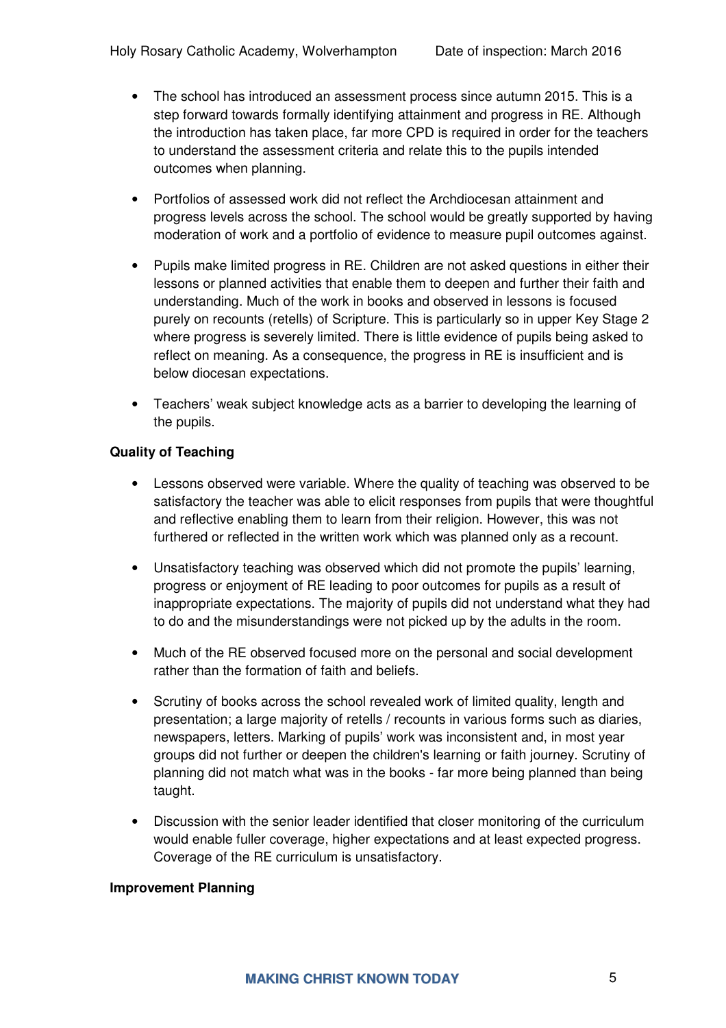- The school has introduced an assessment process since autumn 2015. This is a step forward towards formally identifying attainment and progress in RE. Although the introduction has taken place, far more CPD is required in order for the teachers to understand the assessment criteria and relate this to the pupils intended outcomes when planning.

- Portfolios of assessed work did not reflect the Archdiocesan attainment and progress levels across the school. The school would be greatly supported by having moderation of work and a portfolio of evidence to measure pupil outcomes against.

- Pupils make limited progress in RE. Children are not asked questions in either their lessons or planned activities that enable them to deepen and further their faith and understanding. Much of the work in books and observed in lessons is focused purely on recounts (retells) of Scripture. This is particularly so in upper Key Stage 2 where progress is severely limited. There is little evidence of pupils being asked to reflect on meaning. As a consequence, the progress in RE is insufficient and is below diocesan expectations.

- Teachers' weak subject knowledge acts as a barrier to developing the learning of the pupils.

**Quality of Teaching**

- Lessons observed were variable. Where the quality of teaching was observed to be satisfactory the teacher was able to elicit responses from pupils that were thoughtful and reflective enabling them to learn from their religion. However, this was not furthered or reflected in the written work which was planned only as a recount.

- Unsatisfactory teaching was observed which did not promote the pupils' learning, progress or enjoyment of RE leading to poor outcomes for pupils as a result of inappropriate expectations. The majority of pupils did not understand what they had to do and the misunderstandings were not picked up by the adults in the room.

- Much of the RE observed focused more on the personal and social development rather than the formation of faith and beliefs.

- Scrutiny of books across the school revealed work of limited quality, length and presentation; a large majority of retells / recounts in various forms such as diaries, newspapers, letters. Marking of pupils' work was inconsistent and, in most year groups did not further or deepen the children's learning or faith journey. Scrutiny of planning did not match what was in the books - far more being planned than being taught.

- Discussion with the senior leader identified that closer monitoring of the curriculum would enable fuller coverage, higher expectations and at least expected progress. Coverage of the RE curriculum is unsatisfactory.

**Improvement Planning**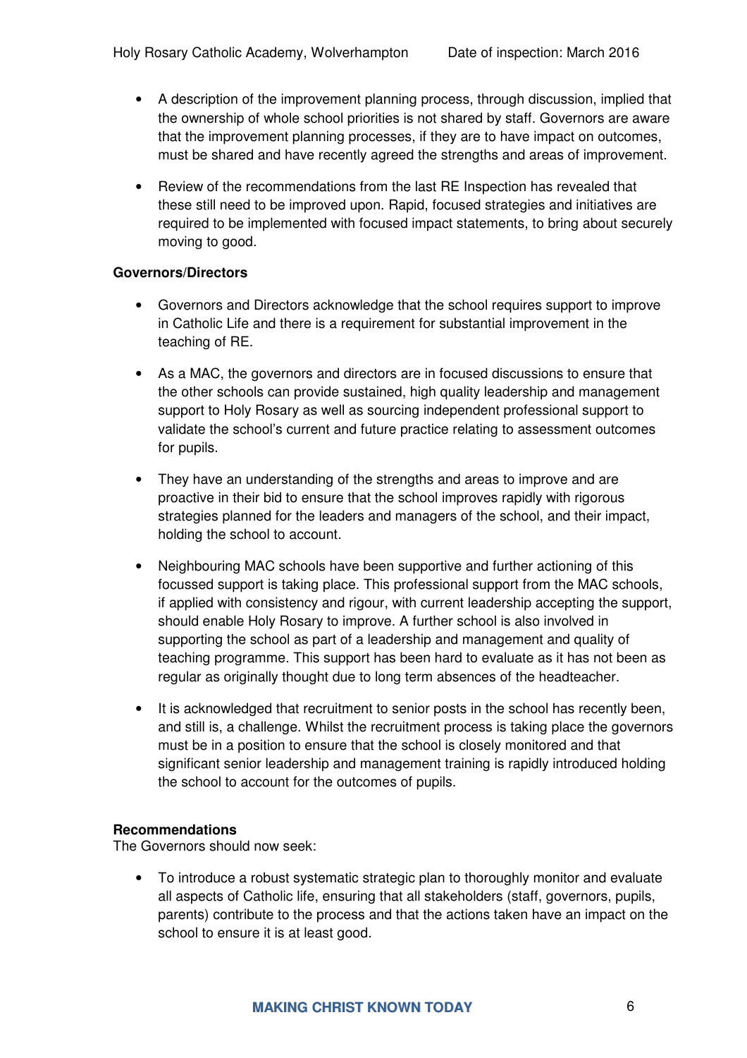- A description of the improvement planning process, through discussion, implied that the ownership of whole school priorities is not shared by staff. Governors are aware that the improvement planning processes, if they are to have impact on outcomes, must be shared and have recently agreed the strengths and areas of improvement.

- Review of the recommendations from the last RE Inspection has revealed that these still need to be improved upon. Rapid, focused strategies and initiatives are required to be implemented with focused impact statements, to bring about securely moving to good.

**Governors/Directors**

- Governors and Directors acknowledge that the school requires support to improve in Catholic Life and there is a requirement for substantial improvement in the teaching of RE.

- As a MAC, the governors and directors are in focused discussions to ensure that the other schools can provide sustained, high quality leadership and management support to Holy Rosary as well as sourcing independent professional support to validate the school's current and future practice relating to assessment outcomes for pupils.

- They have an understanding of the strengths and areas to improve and are proactive in their bid to ensure that the school improves rapidly with rigorous strategies planned for the leaders and managers of the school, and their impact, holding the school to account.

- Neighbouring MAC schools have been supportive and further actioning of this focussed support is taking place. This professional support from the MAC schools, if applied with consistency and rigour, with current leadership accepting the support, should enable Holy Rosary to improve. A further school is also involved in supporting the school as part of a leadership and management and quality of teaching programme. This support has been hard to evaluate as it has not been as regular as originally thought due to long term absences of the headteacher.

- It is acknowledged that recruitment to senior posts in the school has recently been, and still is, a challenge. Whilst the recruitment process is taking place the governors must be in a position to ensure that the school is closely monitored and that significant senior leadership and management training is rapidly introduced holding the school to account for the outcomes of pupils.

**Recommendations**

The Governors should now seek:

- To introduce a robust systematic strategic plan to thoroughly monitor and evaluate all aspects of Catholic life, ensuring that all stakeholders (staff, governors, pupils, parents) contribute to the process and that the actions taken have an impact on the school to ensure it is at least good.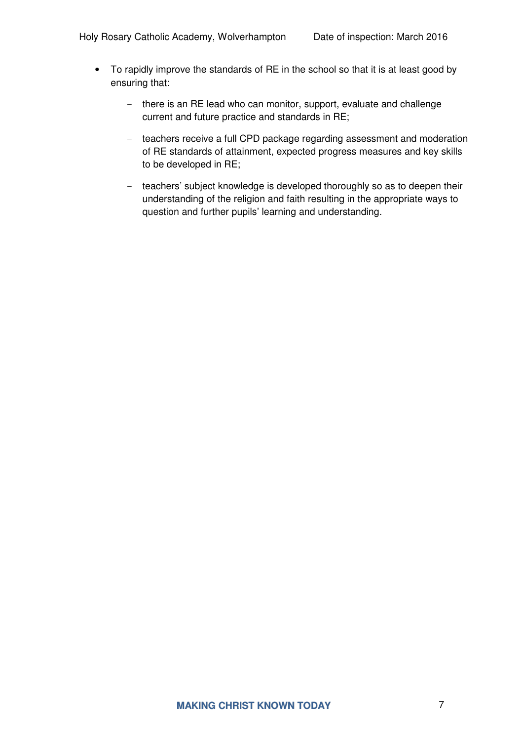- To rapidly improve the standards of RE in the school so that it is at least good by ensuring that:
  - there is an RE lead who can monitor, support, evaluate and challenge current and future practice and standards in RE;
  - teachers receive a full CPD package regarding assessment and moderation of RE standards of attainment, expected progress measures and key skills to be developed in RE;
  - teachers' subject knowledge is developed thoroughly so as to deepen their understanding of the religion and faith resulting in the appropriate ways to question and further pupils' learning and understanding.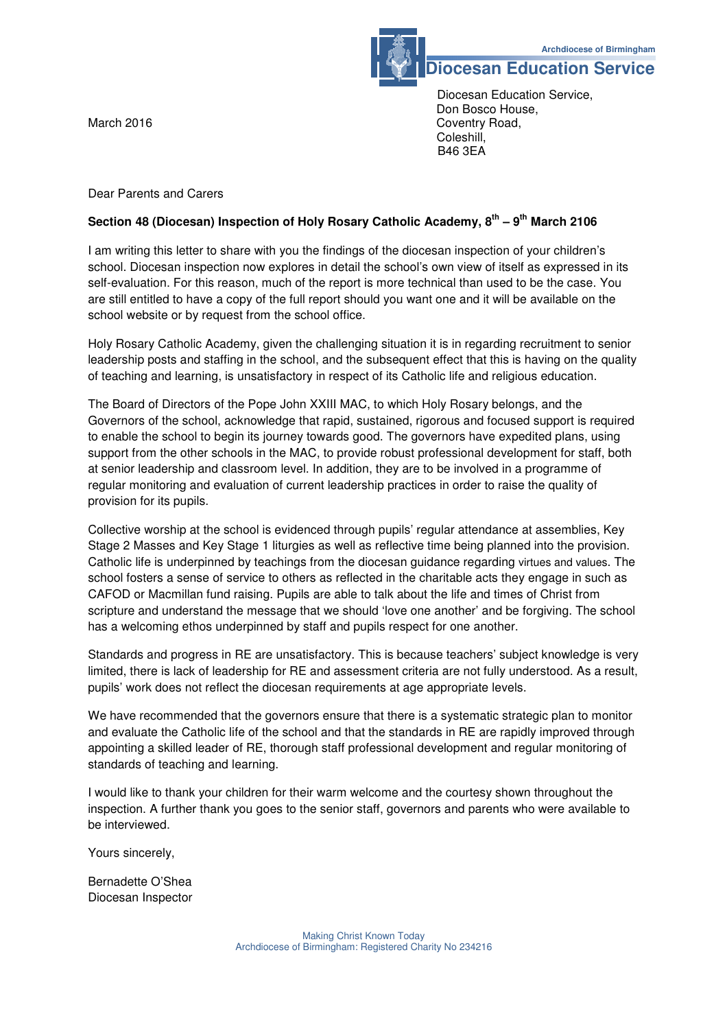Archdiocese of Birmingham

**Diocesan Education Service**

Diocesan Education Service,
Don Bosco House,
Coventry Road,
Coleshill,
B46 3EA

March 2016

Dear Parents and Carers

**Section 48 (Diocesan) Inspection of Holy Rosary Catholic Academy, 8th – 9th March 2106**

I am writing this letter to share with you the findings of the diocesan inspection of your children's school. Diocesan inspection now explores in detail the school's own view of itself as expressed in its self-evaluation. For this reason, much of the report is more technical than used to be the case. You are still entitled to have a copy of the full report should you want one and it will be available on the school website or by request from the school office.

Holy Rosary Catholic Academy, given the challenging situation it is in regarding recruitment to senior leadership posts and staffing in the school, and the subsequent effect that this is having on the quality of teaching and learning, is unsatisfactory in respect of its Catholic life and religious education.

The Board of Directors of the Pope John XXIII MAC, to which Holy Rosary belongs, and the Governors of the school, acknowledge that rapid, sustained, rigorous and focused support is required to enable the school to begin its journey towards good. The governors have expedited plans, using support from the other schools in the MAC, to provide robust professional development for staff, both at senior leadership and classroom level. In addition, they are to be involved in a programme of regular monitoring and evaluation of current leadership practices in order to raise the quality of provision for its pupils.

Collective worship at the school is evidenced through pupils' regular attendance at assemblies, Key Stage 2 Masses and Key Stage 1 liturgies as well as reflective time being planned into the provision. Catholic life is underpinned by teachings from the diocesan guidance regarding virtues and values. The school fosters a sense of service to others as reflected in the charitable acts they engage in such as CAFOD or Macmillan fund raising. Pupils are able to talk about the life and times of Christ from scripture and understand the message that we should 'love one another' and be forgiving. The school has a welcoming ethos underpinned by staff and pupils respect for one another.

Standards and progress in RE are unsatisfactory. This is because teachers' subject knowledge is very limited, there is lack of leadership for RE and assessment criteria are not fully understood. As a result, pupils' work does not reflect the diocesan requirements at age appropriate levels.

We have recommended that the governors ensure that there is a systematic strategic plan to monitor and evaluate the Catholic life of the school and that the standards in RE are rapidly improved through appointing a skilled leader of RE, thorough staff professional development and regular monitoring of standards of teaching and learning.

I would like to thank your children for their warm welcome and the courtesy shown throughout the inspection. A further thank you goes to the senior staff, governors and parents who were available to be interviewed.

Yours sincerely,

Bernadette O'Shea
Diocesan Inspector

Making Christ Known Today
Archdiocese of Birmingham: Registered Charity No 234216